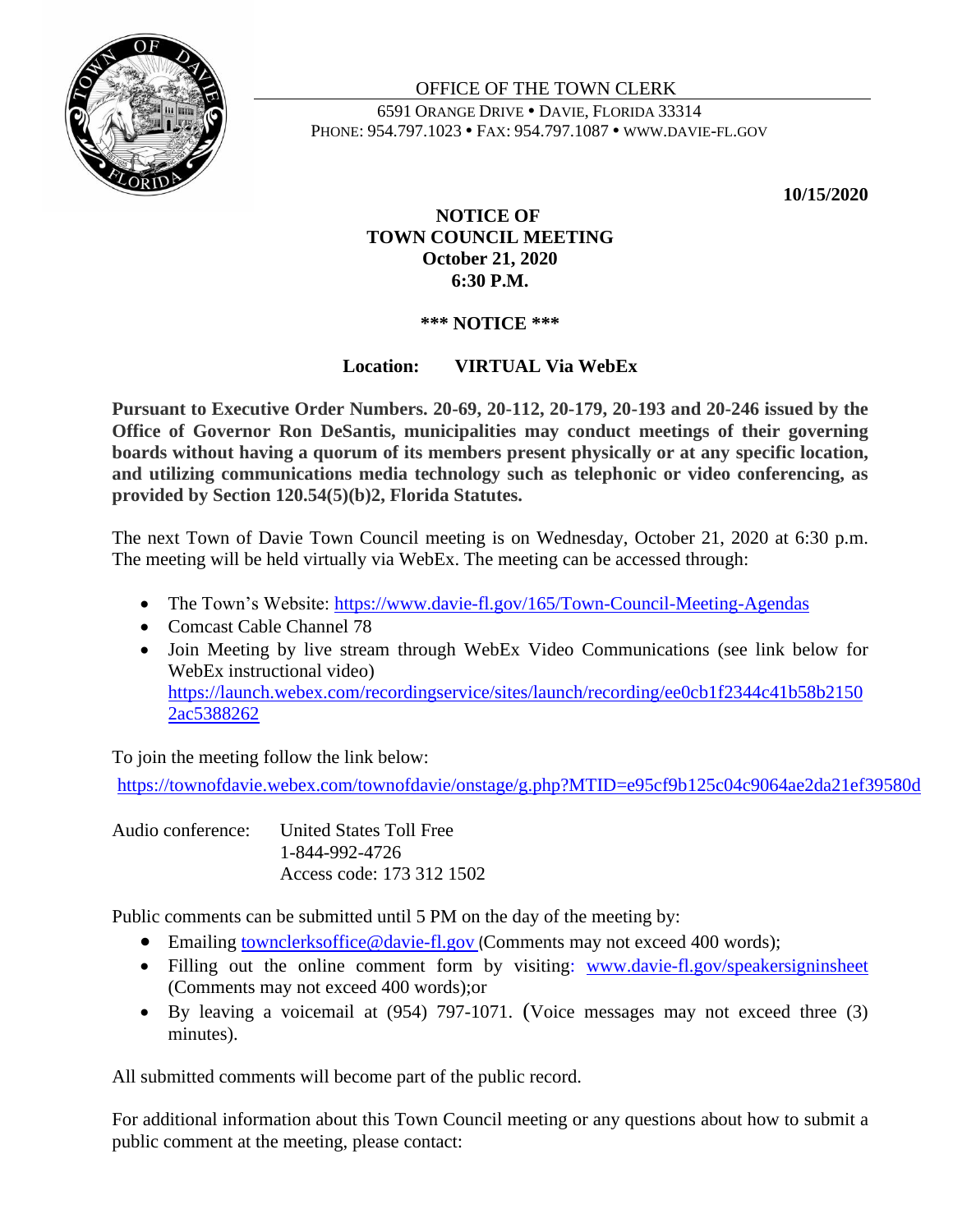OFFICE OF THE TOWN CLERK

6591 ORANGE DRIVE • DAVIE, FLORIDA 33314
PHONE: 954.797.1023 • FAX: 954.797.1087 • WWW.DAVIE-FL.GOV

**10/15/2020**

**NOTICE OF**
**TOWN COUNCIL MEETING**
**October 21, 2020**
**6:30 P.M.**

**\*\*\* NOTICE \*\*\***

**Location: VIRTUAL Via WebEx**

**Pursuant to Executive Order Numbers. 20-69, 20-112, 20-179, 20-193 and 20-246 issued by the Office of Governor Ron DeSantis, municipalities may conduct meetings of their governing boards without having a quorum of its members present physically or at any specific location, and utilizing communications media technology such as telephonic or video conferencing, as provided by Section 120.54(5)(b)2, Florida Statutes.**

The next Town of Davie Town Council meeting is on Wednesday, October 21, 2020 at 6:30 p.m. The meeting will be held virtually via WebEx. The meeting can be accessed through:

- The Town's Website: https://www.davie-fl.gov/165/Town-Council-Meeting-Agendas
- Comcast Cable Channel 78
- Join Meeting by live stream through WebEx Video Communications (see link below for WebEx instructional video) https://launch.webex.com/recordingservice/sites/launch/recording/ee0cb1f2344c41b58b21502ac5388262

To join the meeting follow the link below:

https://townofdavie.webex.com/townofdavie/onstage/g.php?MTID=e95cf9b125c04c9064ae2da21ef39580d

Audio conference: United States Toll Free
1-844-992-4726
Access code: 173 312 1502

Public comments can be submitted until 5 PM on the day of the meeting by:

- Emailing townclerksoffice@davie-fl.gov (Comments may not exceed 400 words);
- Filling out the online comment form by visiting: www.davie-fl.gov/speakersigninsheet (Comments may not exceed 400 words);or
- By leaving a voicemail at (954) 797-1071. (Voice messages may not exceed three (3) minutes).

All submitted comments will become part of the public record.

For additional information about this Town Council meeting or any questions about how to submit a public comment at the meeting, please contact: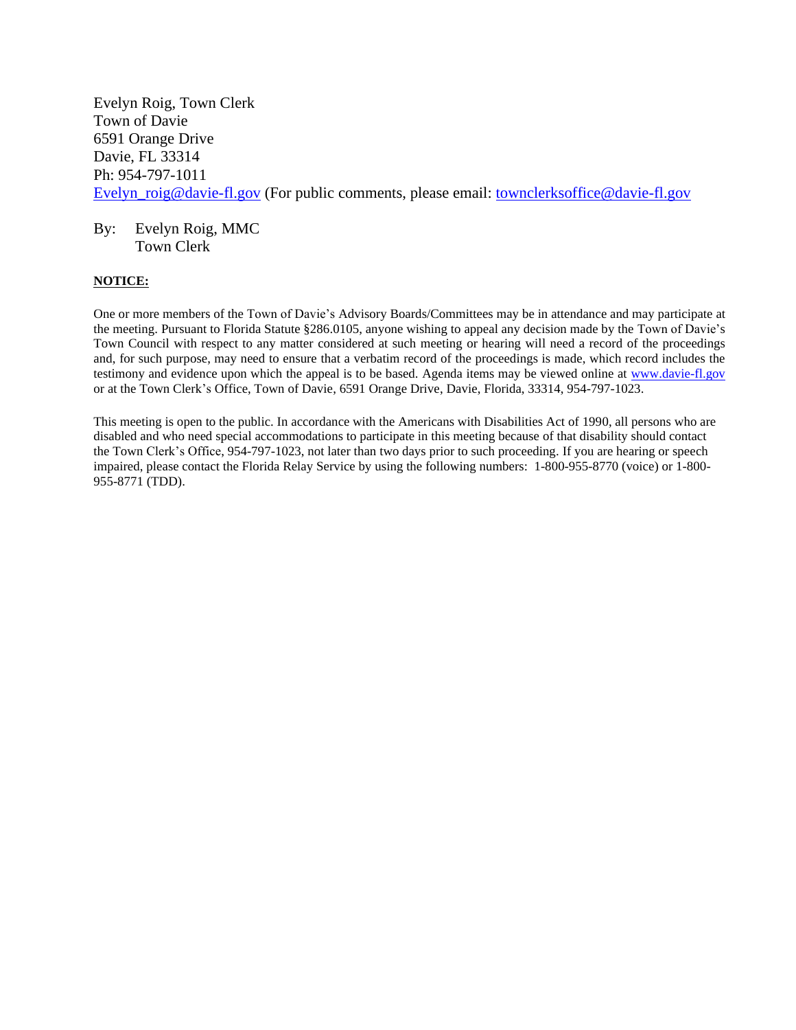Evelyn Roig, Town Clerk
Town of Davie
6591 Orange Drive
Davie, FL 33314
Ph: 954-797-1011
Evelyn_roig@davie-fl.gov (For public comments, please email: townclerksoffice@davie-fl.gov

By: Evelyn Roig, MMC
Town Clerk

**NOTICE:**

One or more members of the Town of Davie's Advisory Boards/Committees may be in attendance and may participate at the meeting. Pursuant to Florida Statute §286.0105, anyone wishing to appeal any decision made by the Town of Davie's Town Council with respect to any matter considered at such meeting or hearing will need a record of the proceedings and, for such purpose, may need to ensure that a verbatim record of the proceedings is made, which record includes the testimony and evidence upon which the appeal is to be based. Agenda items may be viewed online at www.davie-fl.gov or at the Town Clerk's Office, Town of Davie, 6591 Orange Drive, Davie, Florida, 33314, 954-797-1023.

This meeting is open to the public. In accordance with the Americans with Disabilities Act of 1990, all persons who are disabled and who need special accommodations to participate in this meeting because of that disability should contact the Town Clerk's Office, 954-797-1023, not later than two days prior to such proceeding. If you are hearing or speech impaired, please contact the Florida Relay Service by using the following numbers: 1-800-955-8770 (voice) or 1-800-955-8771 (TDD).